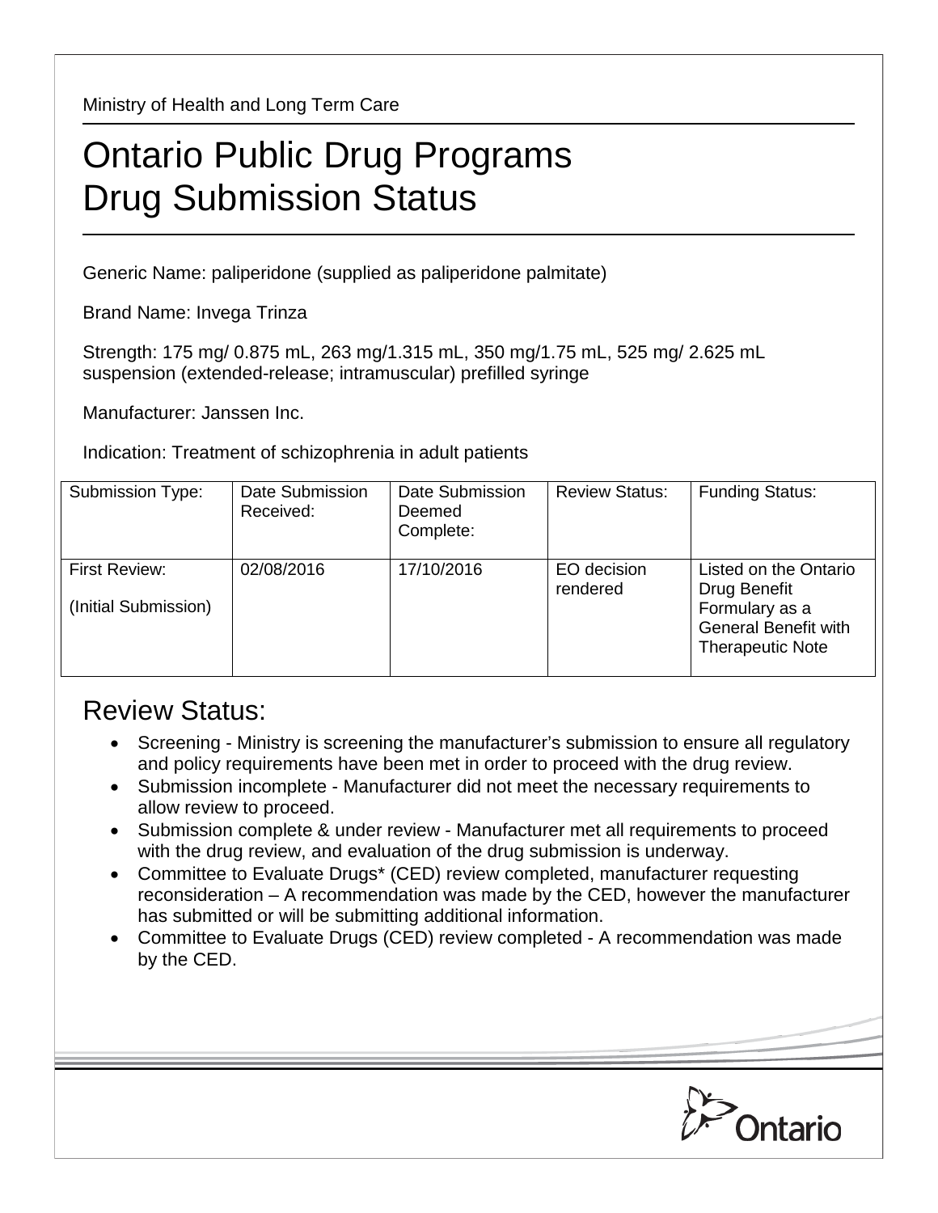Ministry of Health and Long Term Care

# Ontario Public Drug Programs Drug Submission Status

Generic Name: paliperidone (supplied as paliperidone palmitate)

Brand Name: Invega Trinza

Strength: 175 mg/ 0.875 mL, 263 mg/1.315 mL, 350 mg/1.75 mL, 525 mg/ 2.625 mL suspension (extended-release; intramuscular) prefilled syringe

Manufacturer: Janssen Inc.

Indication: Treatment of schizophrenia in adult patients

| Submission Type: | Date Submission Received: | Date Submission Deemed Complete: | Review Status: | Funding Status: |
| --- | --- | --- | --- | --- |
| First Review: (Initial Submission) | 02/08/2016 | 17/10/2016 | EO decision rendered | Listed on the Ontario Drug Benefit Formulary as a General Benefit with Therapeutic Note |

## Review Status:

- Screening - Ministry is screening the manufacturer's submission to ensure all regulatory and policy requirements have been met in order to proceed with the drug review.
- Submission incomplete - Manufacturer did not meet the necessary requirements to allow review to proceed.
- Submission complete & under review - Manufacturer met all requirements to proceed with the drug review, and evaluation of the drug submission is underway.
- Committee to Evaluate Drugs* (CED) review completed, manufacturer requesting reconsideration – A recommendation was made by the CED, however the manufacturer has submitted or will be submitting additional information.
- Committee to Evaluate Drugs (CED) review completed - A recommendation was made by the CED.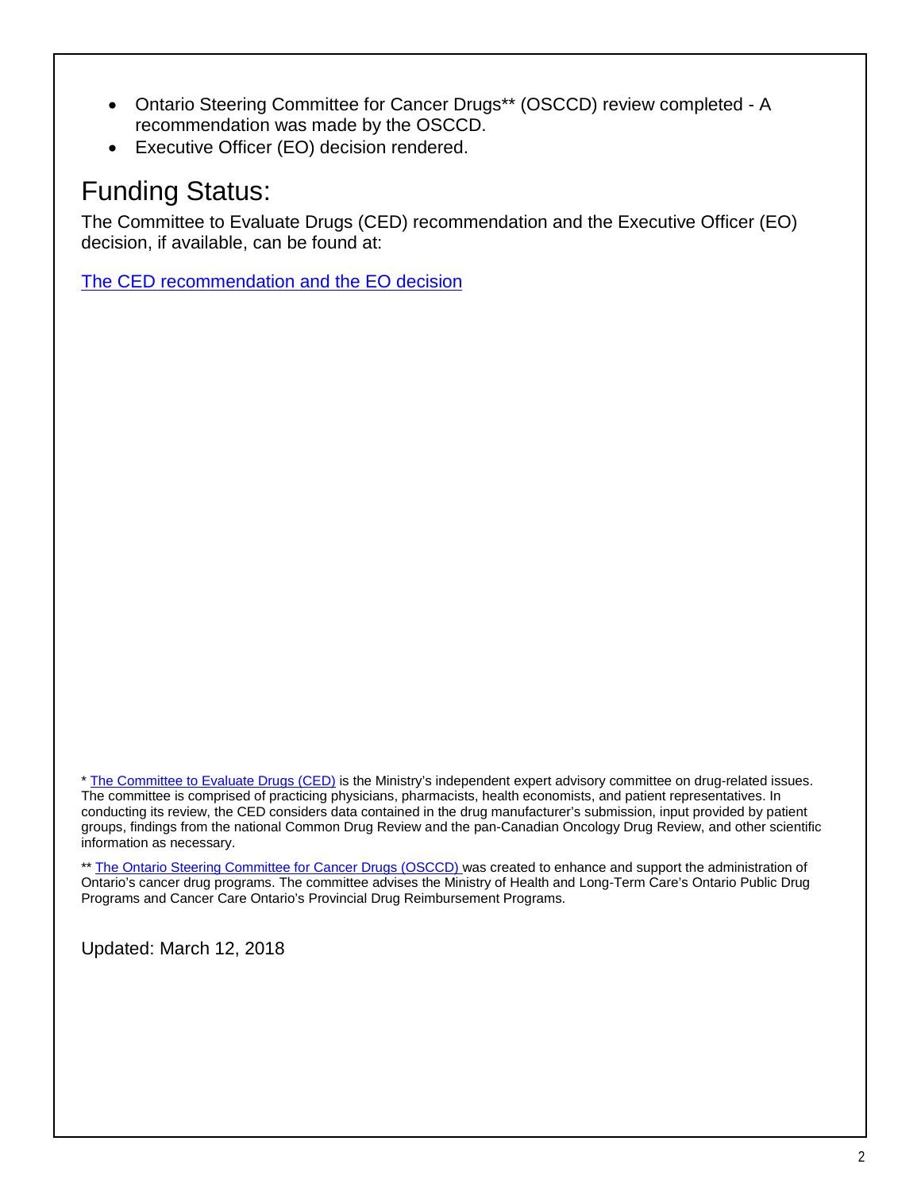- Ontario Steering Committee for Cancer Drugs** (OSCCD) review completed - A recommendation was made by the OSCCD.
- Executive Officer (EO) decision rendered.

# Funding Status:

The Committee to Evaluate Drugs (CED) recommendation and the Executive Officer (EO) decision, if available, can be found at:

The CED recommendation and the EO decision

* The Committee to Evaluate Drugs (CED) is the Ministry's independent expert advisory committee on drug-related issues. The committee is comprised of practicing physicians, pharmacists, health economists, and patient representatives. In conducting its review, the CED considers data contained in the drug manufacturer's submission, input provided by patient groups, findings from the national Common Drug Review and the pan-Canadian Oncology Drug Review, and other scientific information as necessary.

** The Ontario Steering Committee for Cancer Drugs (OSCCD) was created to enhance and support the administration of Ontario's cancer drug programs. The committee advises the Ministry of Health and Long-Term Care's Ontario Public Drug Programs and Cancer Care Ontario's Provincial Drug Reimbursement Programs.

Updated: March 12, 2018